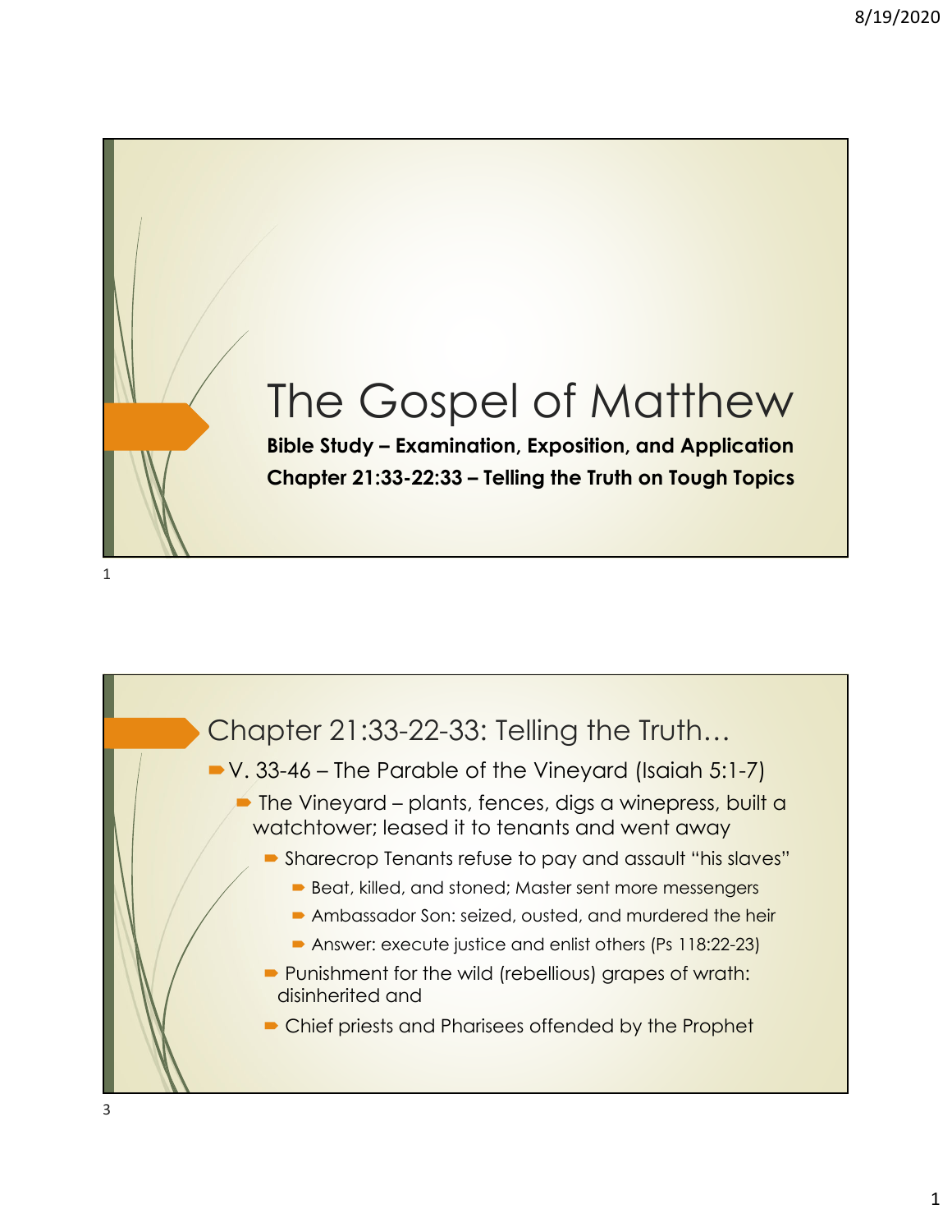# The Gospel of Matthew

**Bible Study – Examination, Exposition, and Application**

**Chapter 21:33-22:33 – Telling the Truth on Tough Topics**

## Chapter 21:33-22-33: Telling the Truth…

- V. 33-46 – The Parable of the Vineyard (Isaiah 5:1-7)
  - The Vineyard – plants, fences, digs a winepress, built a watchtower; leased it to tenants and went away
    - Sharecrop Tenants refuse to pay and assault "his slaves"
      - Beat, killed, and stoned; Master sent more messengers
      - Ambassador Son: seized, ousted, and murdered the heir
      - Answer: execute justice and enlist others (Ps 118:22-23)
    - Punishment for the wild (rebellious) grapes of wrath: disinherited and
    - Chief priests and Pharisees offended by the Prophet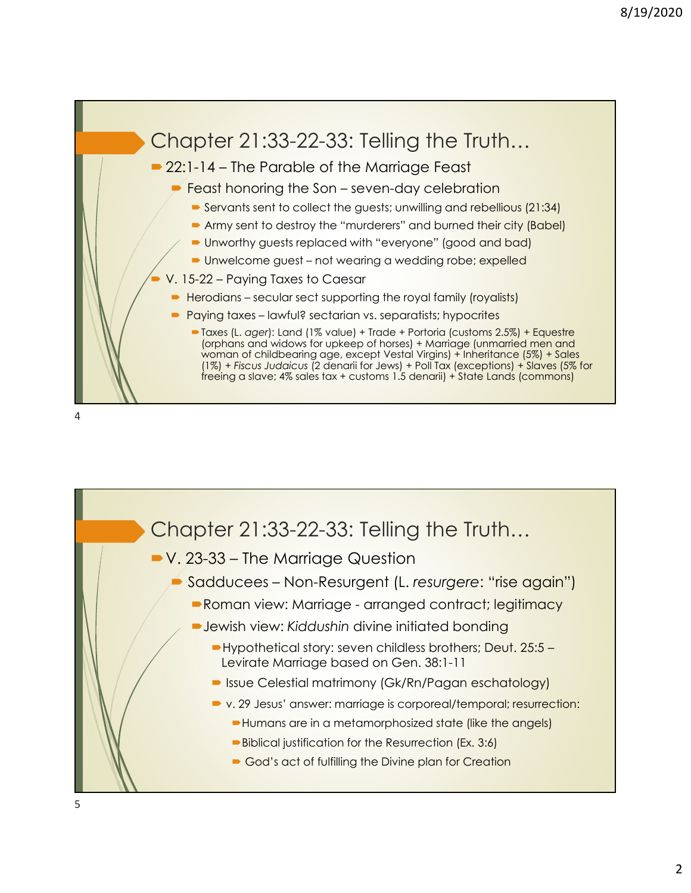## Chapter 21:33-22-33: Telling the Truth…

- 22:1-14 – The Parable of the Marriage Feast
  - Feast honoring the Son – seven-day celebration
    - Servants sent to collect the guests; unwilling and rebellious (21:34)
    - Army sent to destroy the "murderers" and burned their city (Babel)
    - Unworthy guests replaced with "everyone" (good and bad)
    - Unwelcome guest – not wearing a wedding robe; expelled
- V. 15-22 – Paying Taxes to Caesar
  - Herodians – secular sect supporting the royal family (royalists)
  - Paying taxes – lawful? sectarian vs. separatists; hypocrites
    - Taxes (L. *ager*): Land (1% value) + Trade + Portoria (customs 2.5%) + Equestre (orphans and widows for upkeep of horses) + Marriage (unmarried men and woman of childbearing age, except Vestal Virgins) + Inheritance (5%) + Sales (1%) + *Fiscus Judaicus* (2 denarii for Jews) + Poll Tax (exceptions) + Slaves (5% for freeing a slave; 4% sales tax + customs 1.5 denarii) + State Lands (commons)

## Chapter 21:33-22-33: Telling the Truth…

- V. 23-33 – The Marriage Question
  - Sadducees – Non-Resurgent (L. *resurgere*: "rise again")
    - Roman view: Marriage - arranged contract; legitimacy
    - Jewish view: *Kiddushin* divine initiated bonding
      - Hypothetical story: seven childless brothers; Deut. 25:5 – Levirate Marriage based on Gen. 38:1-11
      - Issue Celestial matrimony (Gk/Rn/Pagan eschatology)
      - v. 29 Jesus' answer: marriage is corporeal/temporal; resurrection:
        - Humans are in a metamorphosized state (like the angels)
        - Biblical justification for the Resurrection (Ex. 3:6)
        - God's act of fulfilling the Divine plan for Creation